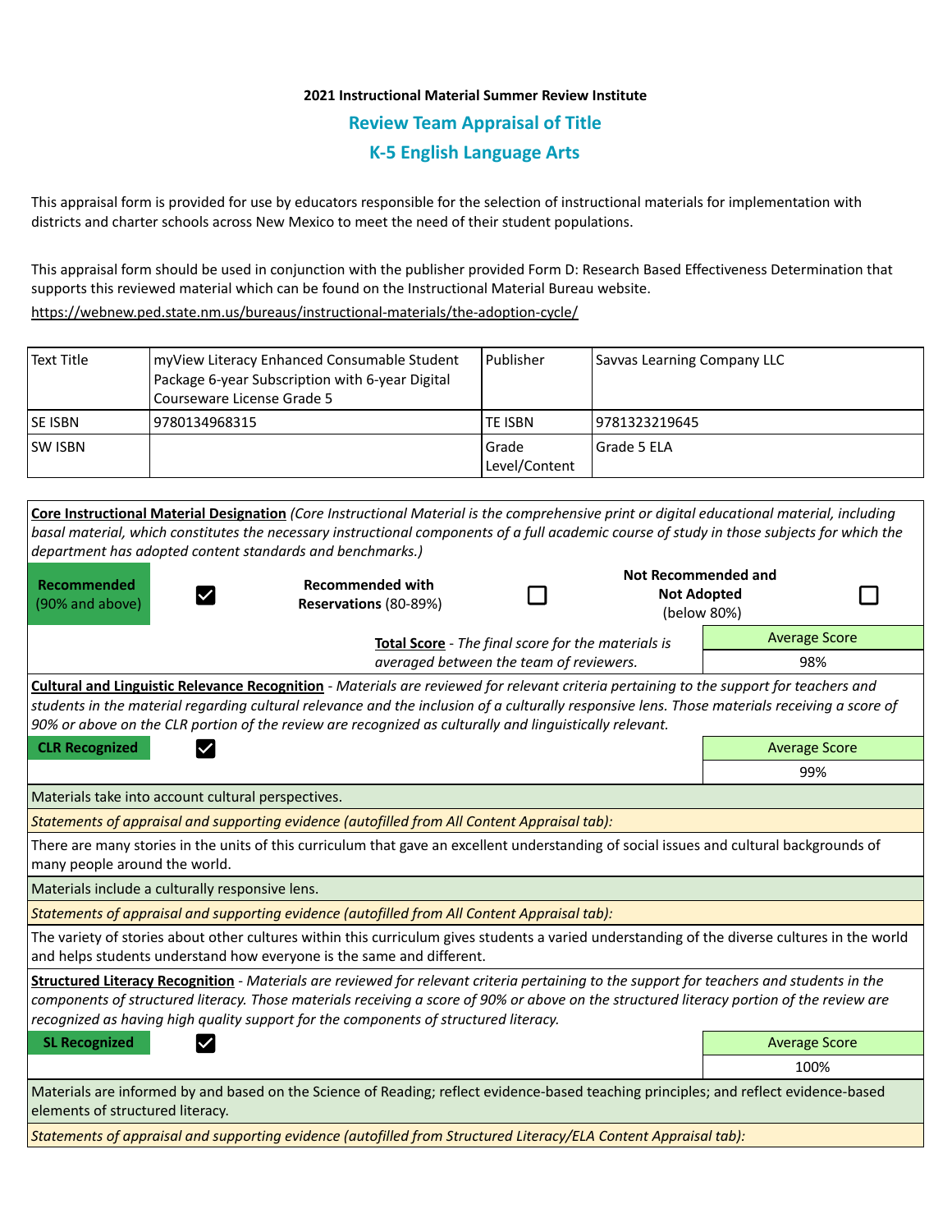**2021 Instructional Material Summer Review Institute**

## Review Team Appraisal of Title

## K-5 English Language Arts

This appraisal form is provided for use by educators responsible for the selection of instructional materials for implementation with districts and charter schools across New Mexico to meet the need of their student populations.

This appraisal form should be used in conjunction with the publisher provided Form D: Research Based Effectiveness Determination that supports this reviewed material which can be found on the Instructional Material Bureau website.

https://webnew.ped.state.nm.us/bureaus/instructional-materials/the-adoption-cycle/

| | | | |
|---|---|---|---|
| Text Title | myView Literacy Enhanced Consumable Student Package 6-year Subscription with 6-year Digital Courseware License Grade 5 | Publisher | Savvas Learning Company LLC |
| SE ISBN | 9780134968315 | TE ISBN | 9781323219645 |
| SW ISBN | | Grade Level/Content | Grade 5 ELA |

**Core Instructional Material Designation** *(Core Instructional Material is the comprehensive print or digital educational material, including basal material, which constitutes the necessary instructional components of a full academic course of study in those subjects for which the department has adopted content standards and benchmarks.)*

| | | | | | |
|---|---|---|---|---|---|
| **Recommended** (90% and above) | ☑ | **Recommended with Reservations** (80-89%) | ☐ | **Not Recommended and Not Adopted** (below 80%) | ☐ |

**Total Score** - *The final score for the materials is averaged between the team of reviewers.*

Average Score: 98%

**Cultural and Linguistic Relevance Recognition** - *Materials are reviewed for relevant criteria pertaining to the support for teachers and students in the material regarding cultural relevance and the inclusion of a culturally responsive lens. Those materials receiving a score of 90% or above on the CLR portion of the review are recognized as culturally and linguistically relevant.*

**CLR Recognized** ☑

Average Score: 99%

Materials take into account cultural perspectives.

*Statements of appraisal and supporting evidence (autofilled from All Content Appraisal tab):*

There are many stories in the units of this curriculum that gave an excellent understanding of social issues and cultural backgrounds of many people around the world.

Materials include a culturally responsive lens.

*Statements of appraisal and supporting evidence (autofilled from All Content Appraisal tab):*

The variety of stories about other cultures within this curriculum gives students a varied understanding of the diverse cultures in the world and helps students understand how everyone is the same and different.

**Structured Literacy Recognition** - *Materials are reviewed for relevant criteria pertaining to the support for teachers and students in the components of structured literacy. Those materials receiving a score of 90% or above on the structured literacy portion of the review are recognized as having high quality support for the components of structured literacy.*

**SL Recognized** ☑

Average Score: 100%

Materials are informed by and based on the Science of Reading; reflect evidence-based teaching principles; and reflect evidence-based elements of structured literacy.

*Statements of appraisal and supporting evidence (autofilled from Structured Literacy/ELA Content Appraisal tab):*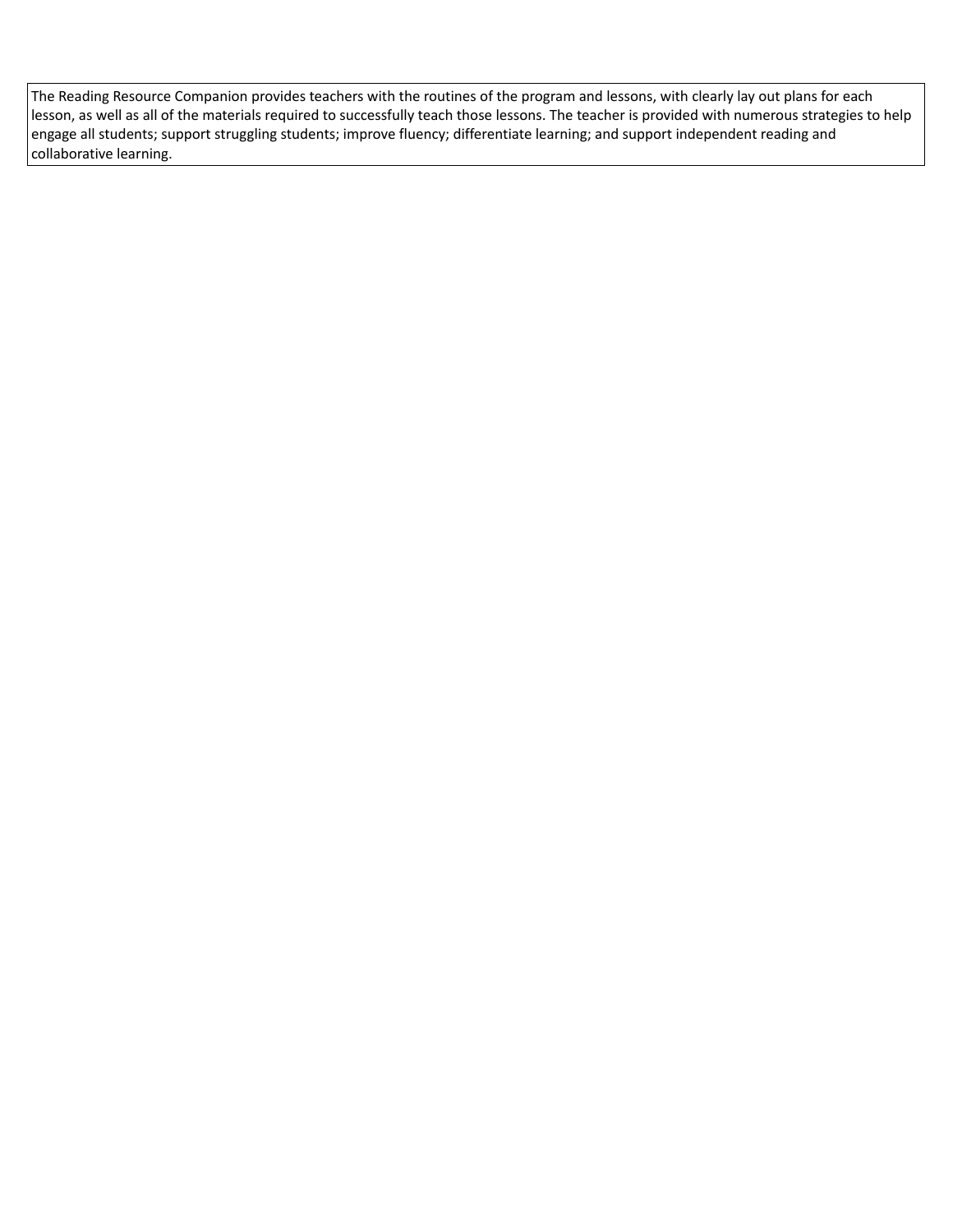The Reading Resource Companion provides teachers with the routines of the program and lessons, with clearly lay out plans for each lesson, as well as all of the materials required to successfully teach those lessons. The teacher is provided with numerous strategies to help engage all students; support struggling students; improve fluency; differentiate learning; and support independent reading and collaborative learning.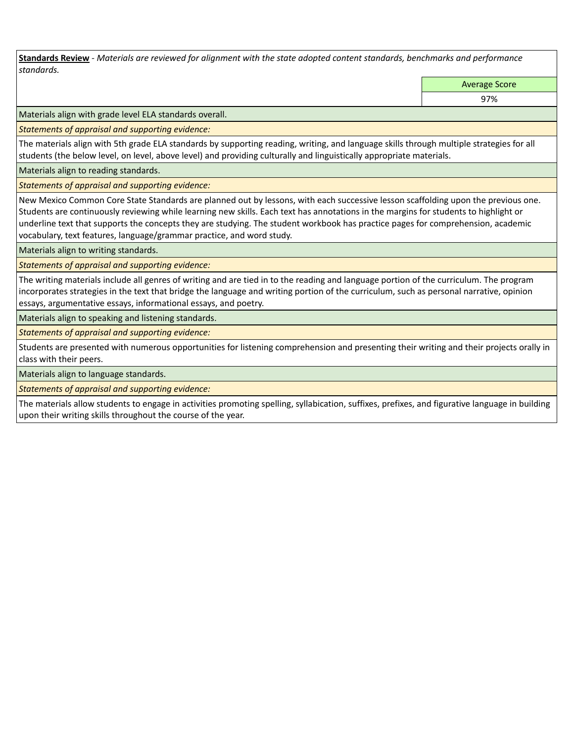**Standards Review** - *Materials are reviewed for alignment with the state adopted content standards, benchmarks and performance standards.*

| | Average Score |
|---|---|
| | 97% |

Materials align with grade level ELA standards overall.

*Statements of appraisal and supporting evidence:*

The materials align with 5th grade ELA standards by supporting reading, writing, and language skills through multiple strategies for all students (the below level, on level, above level) and providing culturally and linguistically appropriate materials.

Materials align to reading standards.

*Statements of appraisal and supporting evidence:*

New Mexico Common Core State Standards are planned out by lessons, with each successive lesson scaffolding upon the previous one. Students are continuously reviewing while learning new skills. Each text has annotations in the margins for students to highlight or underline text that supports the concepts they are studying. The student workbook has practice pages for comprehension, academic vocabulary, text features, language/grammar practice, and word study.

Materials align to writing standards.

*Statements of appraisal and supporting evidence:*

The writing materials include all genres of writing and are tied in to the reading and language portion of the curriculum. The program incorporates strategies in the text that bridge the language and writing portion of the curriculum, such as personal narrative, opinion essays, argumentative essays, informational essays, and poetry.

Materials align to speaking and listening standards.

*Statements of appraisal and supporting evidence:*

Students are presented with numerous opportunities for listening comprehension and presenting their writing and their projects orally in class with their peers.

Materials align to language standards.

*Statements of appraisal and supporting evidence:*

The materials allow students to engage in activities promoting spelling, syllabication, suffixes, prefixes, and figurative language in building upon their writing skills throughout the course of the year.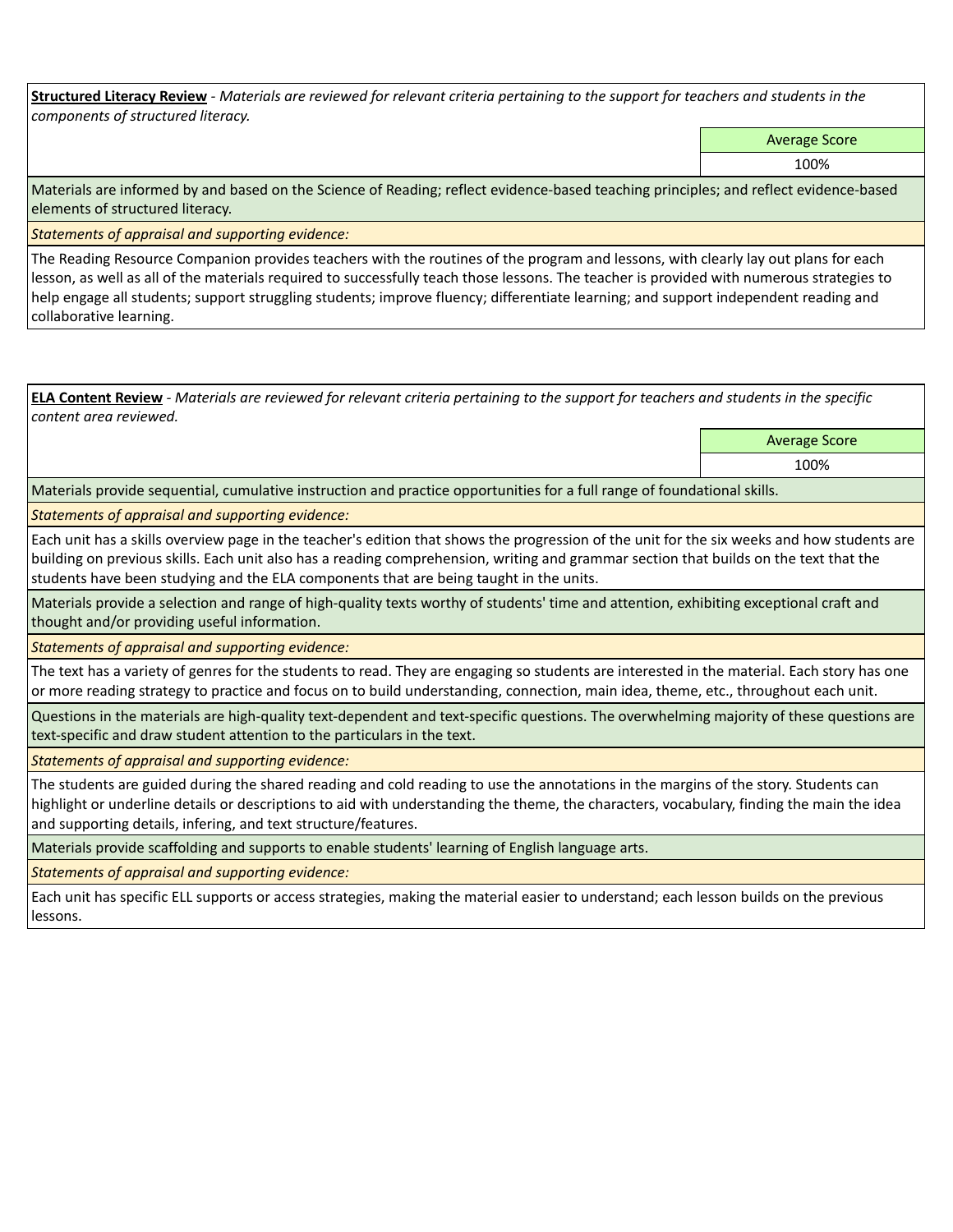**<u>Structured Literacy Review</u>** - *Materials are reviewed for relevant criteria pertaining to the support for teachers and students in the components of structured literacy.*

| | Average Score |
|---|---|
| | 100% |

Materials are informed by and based on the Science of Reading; reflect evidence-based teaching principles; and reflect evidence-based elements of structured literacy.

*Statements of appraisal and supporting evidence:*

The Reading Resource Companion provides teachers with the routines of the program and lessons, with clearly lay out plans for each lesson, as well as all of the materials required to successfully teach those lessons. The teacher is provided with numerous strategies to help engage all students; support struggling students; improve fluency; differentiate learning; and support independent reading and collaborative learning.

**<u>ELA Content Review</u>** - *Materials are reviewed for relevant criteria pertaining to the support for teachers and students in the specific content area reviewed.*

| | Average Score |
|---|---|
| | 100% |

Materials provide sequential, cumulative instruction and practice opportunities for a full range of foundational skills.

*Statements of appraisal and supporting evidence:*

Each unit has a skills overview page in the teacher's edition that shows the progression of the unit for the six weeks and how students are building on previous skills. Each unit also has a reading comprehension, writing and grammar section that builds on the text that the students have been studying and the ELA components that are being taught in the units.

Materials provide a selection and range of high-quality texts worthy of students' time and attention, exhibiting exceptional craft and thought and/or providing useful information.

*Statements of appraisal and supporting evidence:*

The text has a variety of genres for the students to read. They are engaging so students are interested in the material. Each story has one or more reading strategy to practice and focus on to build understanding, connection, main idea, theme, etc., throughout each unit.

Questions in the materials are high-quality text-dependent and text-specific questions. The overwhelming majority of these questions are text-specific and draw student attention to the particulars in the text.

*Statements of appraisal and supporting evidence:*

The students are guided during the shared reading and cold reading to use the annotations in the margins of the story. Students can highlight or underline details or descriptions to aid with understanding the theme, the characters, vocabulary, finding the main the idea and supporting details, infering, and text structure/features.

Materials provide scaffolding and supports to enable students' learning of English language arts.

*Statements of appraisal and supporting evidence:*

Each unit has specific ELL supports or access strategies, making the material easier to understand; each lesson builds on the previous lessons.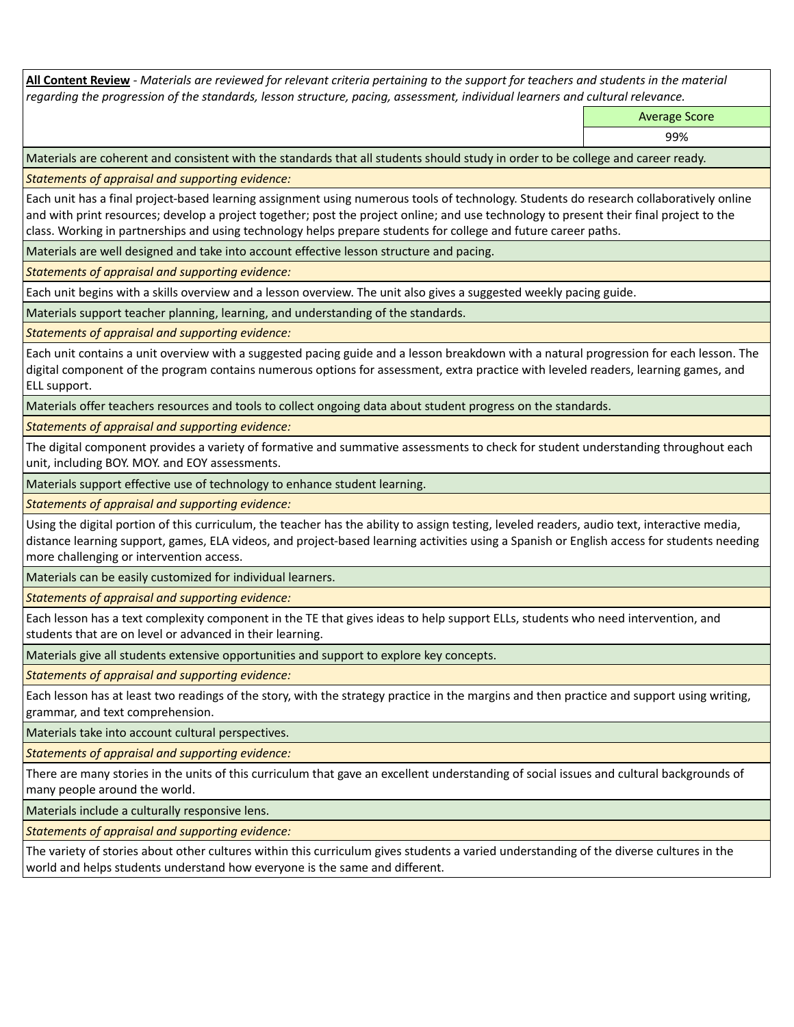**All Content Review** - *Materials are reviewed for relevant criteria pertaining to the support for teachers and students in the material regarding the progression of the standards, lesson structure, pacing, assessment, individual learners and cultural relevance.*

| | Average Score |
|---|---|
| | 99% |

Materials are coherent and consistent with the standards that all students should study in order to be college and career ready.

*Statements of appraisal and supporting evidence:*

Each unit has a final project-based learning assignment using numerous tools of technology. Students do research collaboratively online and with print resources; develop a project together; post the project online; and use technology to present their final project to the class. Working in partnerships and using technology helps prepare students for college and future career paths.

Materials are well designed and take into account effective lesson structure and pacing.

*Statements of appraisal and supporting evidence:*

Each unit begins with a skills overview and a lesson overview. The unit also gives a suggested weekly pacing guide.

Materials support teacher planning, learning, and understanding of the standards.

*Statements of appraisal and supporting evidence:*

Each unit contains a unit overview with a suggested pacing guide and a lesson breakdown with a natural progression for each lesson. The digital component of the program contains numerous options for assessment, extra practice with leveled readers, learning games, and ELL support.

Materials offer teachers resources and tools to collect ongoing data about student progress on the standards.

*Statements of appraisal and supporting evidence:*

The digital component provides a variety of formative and summative assessments to check for student understanding throughout each unit, including BOY. MOY. and EOY assessments.

Materials support effective use of technology to enhance student learning.

*Statements of appraisal and supporting evidence:*

Using the digital portion of this curriculum, the teacher has the ability to assign testing, leveled readers, audio text, interactive media, distance learning support, games, ELA videos, and project-based learning activities using a Spanish or English access for students needing more challenging or intervention access.

Materials can be easily customized for individual learners.

*Statements of appraisal and supporting evidence:*

Each lesson has a text complexity component in the TE that gives ideas to help support ELLs, students who need intervention, and students that are on level or advanced in their learning.

Materials give all students extensive opportunities and support to explore key concepts.

*Statements of appraisal and supporting evidence:*

Each lesson has at least two readings of the story, with the strategy practice in the margins and then practice and support using writing, grammar, and text comprehension.

Materials take into account cultural perspectives.

*Statements of appraisal and supporting evidence:*

There are many stories in the units of this curriculum that gave an excellent understanding of social issues and cultural backgrounds of many people around the world.

Materials include a culturally responsive lens.

*Statements of appraisal and supporting evidence:*

The variety of stories about other cultures within this curriculum gives students a varied understanding of the diverse cultures in the world and helps students understand how everyone is the same and different.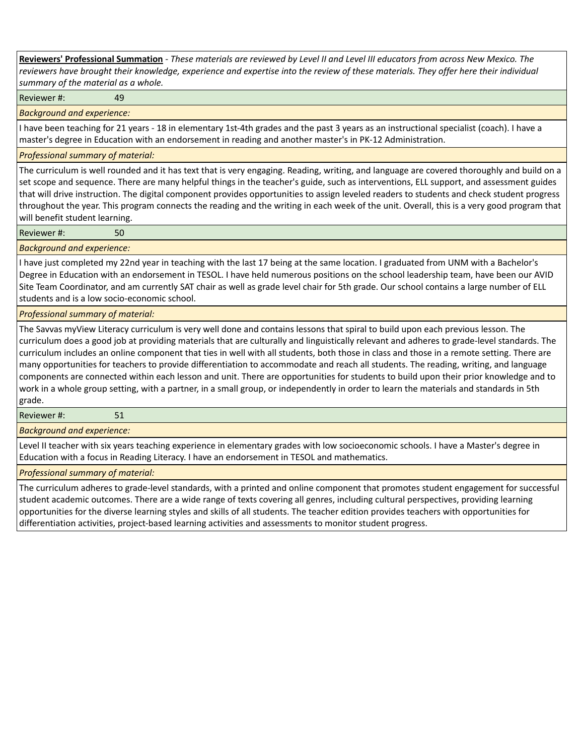**<u>Reviewers' Professional Summation</u>** - *These materials are reviewed by Level II and Level III educators from across New Mexico. The reviewers have brought their knowledge, experience and expertise into the review of these materials. They offer here their individual summary of the material as a whole.*

Reviewer #: 49

*Background and experience:*

I have been teaching for 21 years - 18 in elementary 1st-4th grades and the past 3 years as an instructional specialist (coach). I have a master's degree in Education with an endorsement in reading and another master's in PK-12 Administration.

*Professional summary of material:*

The curriculum is well rounded and it has text that is very engaging. Reading, writing, and language are covered thoroughly and build on a set scope and sequence. There are many helpful things in the teacher's guide, such as interventions, ELL support, and assessment guides that will drive instruction. The digital component provides opportunities to assign leveled readers to students and check student progress throughout the year. This program connects the reading and the writing in each week of the unit. Overall, this is a very good program that will benefit student learning.

Reviewer #: 50

*Background and experience:*

I have just completed my 22nd year in teaching with the last 17 being at the same location. I graduated from UNM with a Bachelor's Degree in Education with an endorsement in TESOL. I have held numerous positions on the school leadership team, have been our AVID Site Team Coordinator, and am currently SAT chair as well as grade level chair for 5th grade. Our school contains a large number of ELL students and is a low socio-economic school.

*Professional summary of material:*

The Savvas myView Literacy curriculum is very well done and contains lessons that spiral to build upon each previous lesson. The curriculum does a good job at providing materials that are culturally and linguistically relevant and adheres to grade-level standards. The curriculum includes an online component that ties in well with all students, both those in class and those in a remote setting. There are many opportunities for teachers to provide differentiation to accommodate and reach all students. The reading, writing, and language components are connected within each lesson and unit. There are opportunities for students to build upon their prior knowledge and to work in a whole group setting, with a partner, in a small group, or independently in order to learn the materials and standards in 5th grade.

Reviewer #: 51

*Background and experience:*

Level II teacher with six years teaching experience in elementary grades with low socioeconomic schools. I have a Master's degree in Education with a focus in Reading Literacy. I have an endorsement in TESOL and mathematics.

*Professional summary of material:*

The curriculum adheres to grade-level standards, with a printed and online component that promotes student engagement for successful student academic outcomes. There are a wide range of texts covering all genres, including cultural perspectives, providing learning opportunities for the diverse learning styles and skills of all students. The teacher edition provides teachers with opportunities for differentiation activities, project-based learning activities and assessments to monitor student progress.